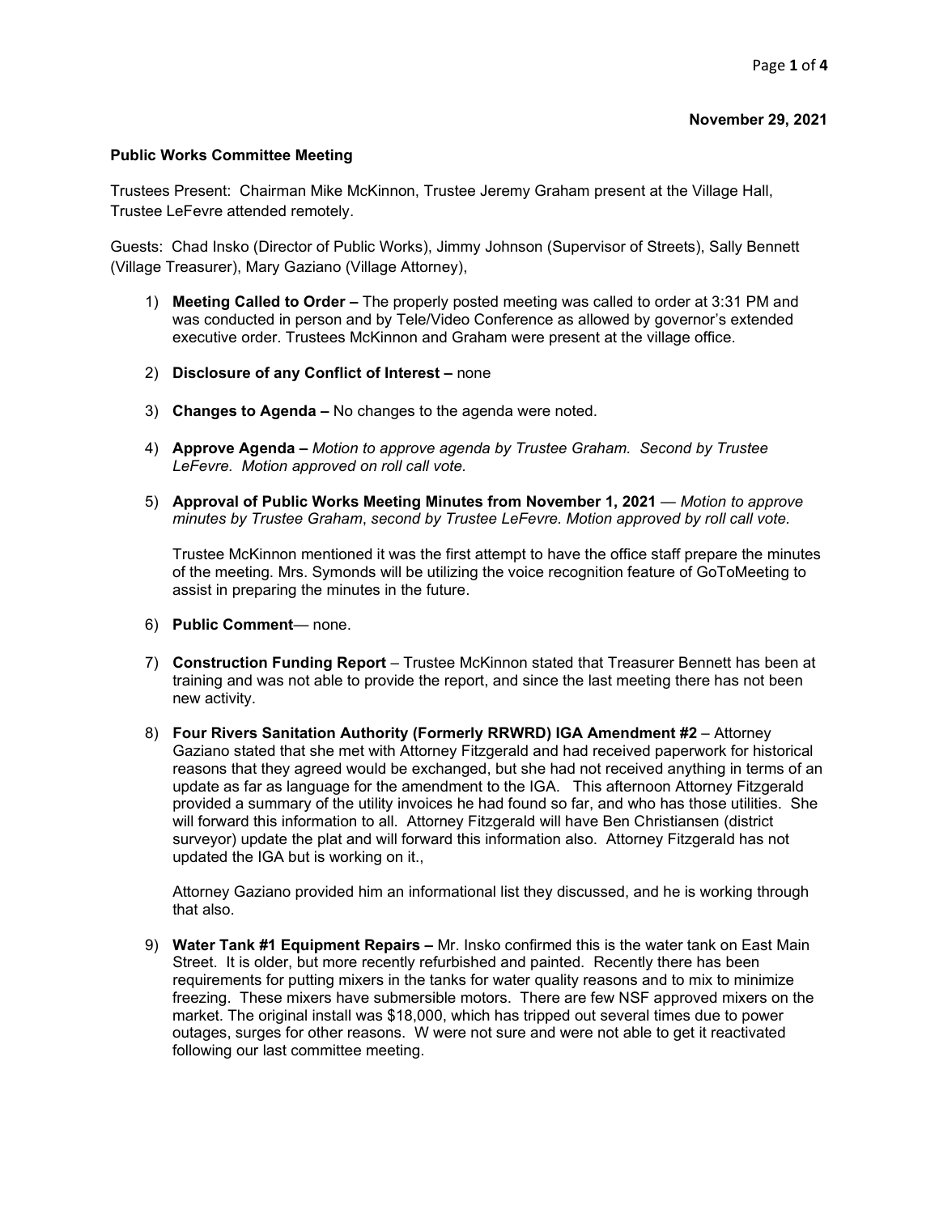**November 29, 2021**

**Public Works Committee Meeting**

Trustees Present: Chairman Mike McKinnon, Trustee Jeremy Graham present at the Village Hall, Trustee LeFevre attended remotely.

Guests: Chad Insko (Director of Public Works), Jimmy Johnson (Supervisor of Streets), Sally Bennett (Village Treasurer), Mary Gaziano (Village Attorney),

1) **Meeting Called to Order –** The properly posted meeting was called to order at 3:31 PM and was conducted in person and by Tele/Video Conference as allowed by governor's extended executive order. Trustees McKinnon and Graham were present at the village office.

2) **Disclosure of any Conflict of Interest –** none

3) **Changes to Agenda –** No changes to the agenda were noted.

4) **Approve Agenda –** *Motion to approve agenda by Trustee Graham. Second by Trustee LeFevre. Motion approved on roll call vote.*

5) **Approval of Public Works Meeting Minutes from November 1, 2021** — *Motion to approve minutes by Trustee Graham*, *second by Trustee LeFevre. Motion approved by roll call vote.*

   Trustee McKinnon mentioned it was the first attempt to have the office staff prepare the minutes of the meeting. Mrs. Symonds will be utilizing the voice recognition feature of GoToMeeting to assist in preparing the minutes in the future.

6) **Public Comment**— none.

7) **Construction Funding Report** – Trustee McKinnon stated that Treasurer Bennett has been at training and was not able to provide the report, and since the last meeting there has not been new activity.

8) **Four Rivers Sanitation Authority (Formerly RRWRD) IGA Amendment #2** – Attorney Gaziano stated that she met with Attorney Fitzgerald and had received paperwork for historical reasons that they agreed would be exchanged, but she had not received anything in terms of an update as far as language for the amendment to the IGA. This afternoon Attorney Fitzgerald provided a summary of the utility invoices he had found so far, and who has those utilities. She will forward this information to all. Attorney Fitzgerald will have Ben Christiansen (district surveyor) update the plat and will forward this information also. Attorney Fitzgerald has not updated the IGA but is working on it.,

   Attorney Gaziano provided him an informational list they discussed, and he is working through that also.

9) **Water Tank #1 Equipment Repairs –** Mr. Insko confirmed this is the water tank on East Main Street. It is older, but more recently refurbished and painted. Recently there has been requirements for putting mixers in the tanks for water quality reasons and to mix to minimize freezing. These mixers have submersible motors. There are few NSF approved mixers on the market. The original install was $18,000, which has tripped out several times due to power outages, surges for other reasons. W were not sure and were not able to get it reactivated following our last committee meeting.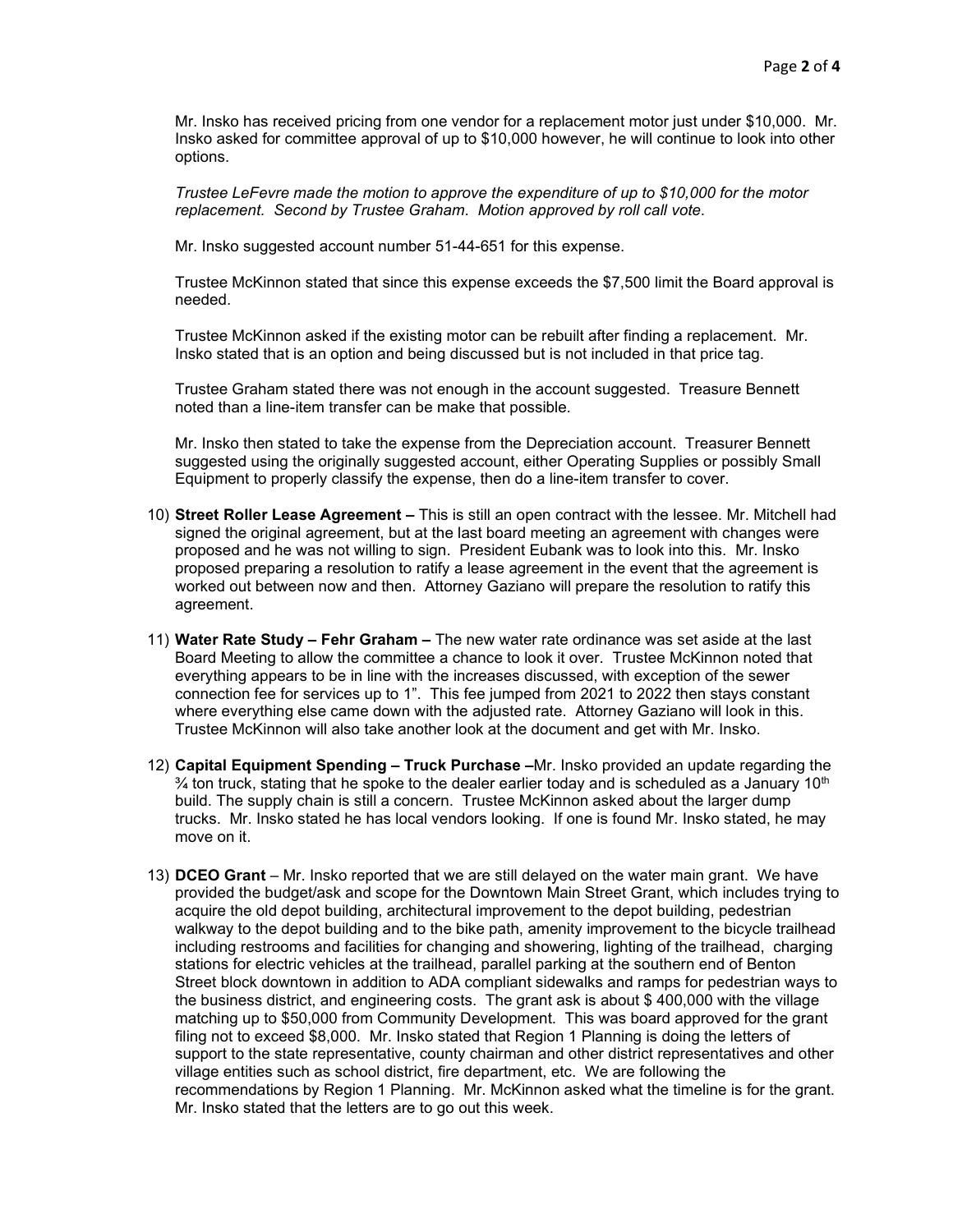Mr. Insko has received pricing from one vendor for a replacement motor just under $10,000. Mr. Insko asked for committee approval of up to $10,000 however, he will continue to look into other options.

*Trustee LeFevre made the motion to approve the expenditure of up to $10,000 for the motor replacement. Second by Trustee Graham. Motion approved by roll call vote.*

Mr. Insko suggested account number 51-44-651 for this expense.

Trustee McKinnon stated that since this expense exceeds the $7,500 limit the Board approval is needed.

Trustee McKinnon asked if the existing motor can be rebuilt after finding a replacement. Mr. Insko stated that is an option and being discussed but is not included in that price tag.

Trustee Graham stated there was not enough in the account suggested. Treasure Bennett noted than a line-item transfer can be make that possible.

Mr. Insko then stated to take the expense from the Depreciation account. Treasurer Bennett suggested using the originally suggested account, either Operating Supplies or possibly Small Equipment to properly classify the expense, then do a line-item transfer to cover.

10) **Street Roller Lease Agreement –** This is still an open contract with the lessee. Mr. Mitchell had signed the original agreement, but at the last board meeting an agreement with changes were proposed and he was not willing to sign. President Eubank was to look into this. Mr. Insko proposed preparing a resolution to ratify a lease agreement in the event that the agreement is worked out between now and then. Attorney Gaziano will prepare the resolution to ratify this agreement.

11) **Water Rate Study – Fehr Graham –** The new water rate ordinance was set aside at the last Board Meeting to allow the committee a chance to look it over. Trustee McKinnon noted that everything appears to be in line with the increases discussed, with exception of the sewer connection fee for services up to 1". This fee jumped from 2021 to 2022 then stays constant where everything else came down with the adjusted rate. Attorney Gaziano will look in this. Trustee McKinnon will also take another look at the document and get with Mr. Insko.

12) **Capital Equipment Spending – Truck Purchase –**Mr. Insko provided an update regarding the ¾ ton truck, stating that he spoke to the dealer earlier today and is scheduled as a January 10th build. The supply chain is still a concern. Trustee McKinnon asked about the larger dump trucks. Mr. Insko stated he has local vendors looking. If one is found Mr. Insko stated, he may move on it.

13) **DCEO Grant** – Mr. Insko reported that we are still delayed on the water main grant. We have provided the budget/ask and scope for the Downtown Main Street Grant, which includes trying to acquire the old depot building, architectural improvement to the depot building, pedestrian walkway to the depot building and to the bike path, amenity improvement to the bicycle trailhead including restrooms and facilities for changing and showering, lighting of the trailhead, charging stations for electric vehicles at the trailhead, parallel parking at the southern end of Benton Street block downtown in addition to ADA compliant sidewalks and ramps for pedestrian ways to the business district, and engineering costs. The grant ask is about $ 400,000 with the village matching up to $50,000 from Community Development. This was board approved for the grant filing not to exceed $8,000. Mr. Insko stated that Region 1 Planning is doing the letters of support to the state representative, county chairman and other district representatives and other village entities such as school district, fire department, etc. We are following the recommendations by Region 1 Planning. Mr. McKinnon asked what the timeline is for the grant. Mr. Insko stated that the letters are to go out this week.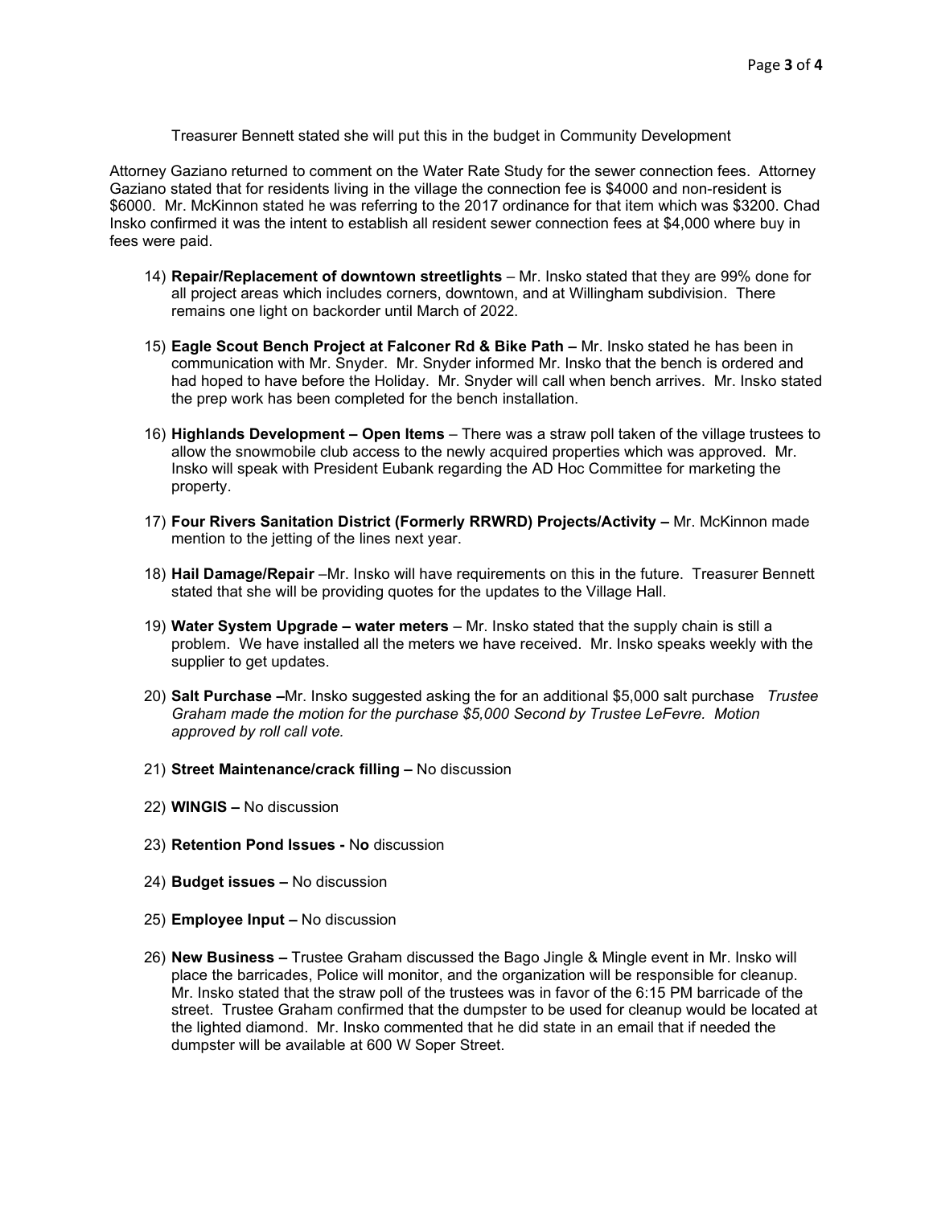Treasurer Bennett stated she will put this in the budget in Community Development

Attorney Gaziano returned to comment on the Water Rate Study for the sewer connection fees. Attorney Gaziano stated that for residents living in the village the connection fee is $4000 and non-resident is $6000. Mr. McKinnon stated he was referring to the 2017 ordinance for that item which was $3200. Chad Insko confirmed it was the intent to establish all resident sewer connection fees at $4,000 where buy in fees were paid.

14) **Repair/Replacement of downtown streetlights** – Mr. Insko stated that they are 99% done for all project areas which includes corners, downtown, and at Willingham subdivision. There remains one light on backorder until March of 2022.

15) **Eagle Scout Bench Project at Falconer Rd & Bike Path –** Mr. Insko stated he has been in communication with Mr. Snyder. Mr. Snyder informed Mr. Insko that the bench is ordered and had hoped to have before the Holiday. Mr. Snyder will call when bench arrives. Mr. Insko stated the prep work has been completed for the bench installation.

16) **Highlands Development – Open Items** – There was a straw poll taken of the village trustees to allow the snowmobile club access to the newly acquired properties which was approved. Mr. Insko will speak with President Eubank regarding the AD Hoc Committee for marketing the property.

17) **Four Rivers Sanitation District (Formerly RRWRD) Projects/Activity –** Mr. McKinnon made mention to the jetting of the lines next year.

18) **Hail Damage/Repair** –Mr. Insko will have requirements on this in the future. Treasurer Bennett stated that she will be providing quotes for the updates to the Village Hall.

19) **Water System Upgrade – water meters** – Mr. Insko stated that the supply chain is still a problem. We have installed all the meters we have received. Mr. Insko speaks weekly with the supplier to get updates.

20) **Salt Purchase –**Mr. Insko suggested asking the for an additional $5,000 salt purchase *Trustee Graham made the motion for the purchase $5,000 Second by Trustee LeFevre. Motion approved by roll call vote.*

21) **Street Maintenance/crack filling –** No discussion

22) **WINGIS –** No discussion

23) **Retention Pond Issues -** N**o** discussion

24) **Budget issues –** No discussion

25) **Employee Input –** No discussion

26) **New Business –** Trustee Graham discussed the Bago Jingle & Mingle event in Mr. Insko will place the barricades, Police will monitor, and the organization will be responsible for cleanup. Mr. Insko stated that the straw poll of the trustees was in favor of the 6:15 PM barricade of the street. Trustee Graham confirmed that the dumpster to be used for cleanup would be located at the lighted diamond. Mr. Insko commented that he did state in an email that if needed the dumpster will be available at 600 W Soper Street.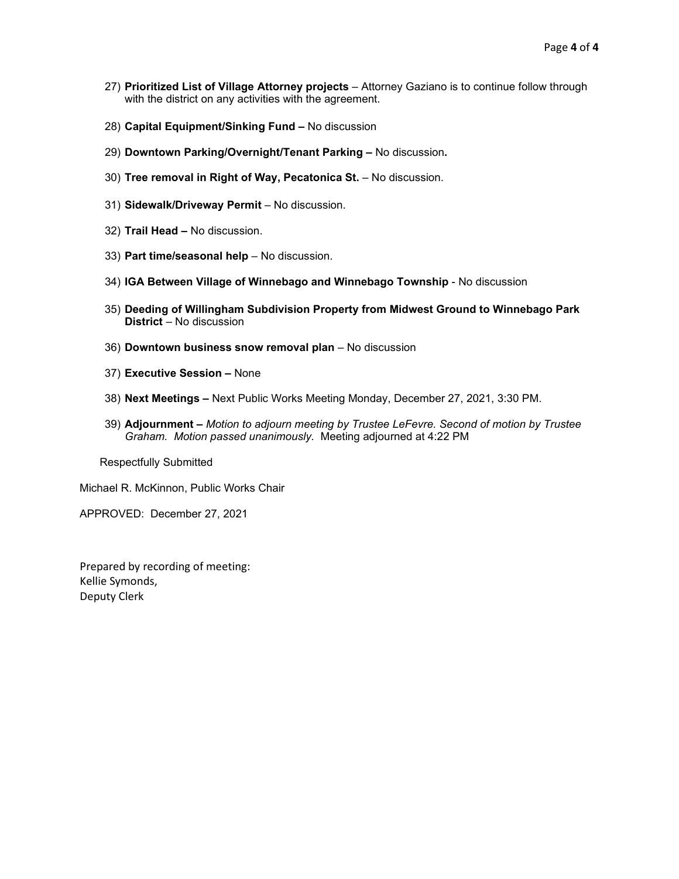27) **Prioritized List of Village Attorney projects** – Attorney Gaziano is to continue follow through with the district on any activities with the agreement.

28) **Capital Equipment/Sinking Fund –** No discussion

29) **Downtown Parking/Overnight/Tenant Parking –** No discussion**.**

30) **Tree removal in Right of Way, Pecatonica St.** – No discussion.

31) **Sidewalk/Driveway Permit** – No discussion.

32) **Trail Head –** No discussion.

33) **Part time/seasonal help** – No discussion.

34) **IGA Between Village of Winnebago and Winnebago Township** - No discussion

35) **Deeding of Willingham Subdivision Property from Midwest Ground to Winnebago Park District** – No discussion

36) **Downtown business snow removal plan** – No discussion

37) **Executive Session –** None

38) **Next Meetings –** Next Public Works Meeting Monday, December 27, 2021, 3:30 PM.

39) **Adjournment –** *Motion to adjourn meeting by Trustee LeFevre. Second of motion by Trustee Graham. Motion passed unanimously.* Meeting adjourned at 4:22 PM

Respectfully Submitted

Michael R. McKinnon, Public Works Chair

APPROVED: December 27, 2021

Prepared by recording of meeting:
Kellie Symonds,
Deputy Clerk